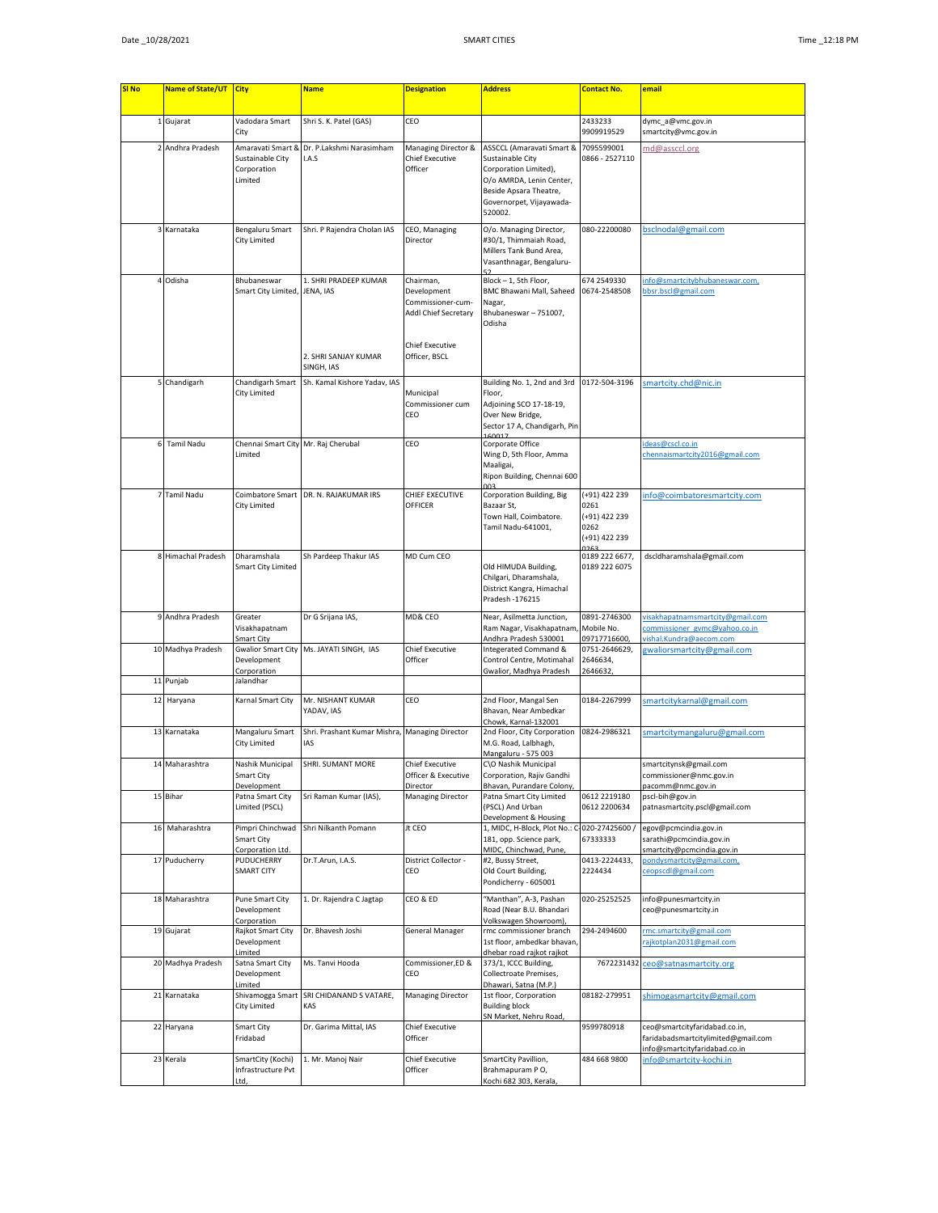| Sl No | Name of State/UT | City | Name | Designation | Address | Contact No. | email |
|---|---|---|---|---|---|---|---|
| 1 | Gujarat | Vadodara Smart City | Shri S. K. Patel (GAS) | CEO | | 2433233 9909919529 | dymc_a@vmc.gov.in smartcity@vmc.gov.in |
| 2 | Andhra Pradesh | Amaravati Smart & Sustainable City Corporation Limited | Dr. P.Lakshmi Narasimham I.A.S | Managing Director & Chief Executive Officer | ASSCCL (Amaravati Smart & Sustainable City Corporation Limited), O/o AMRDA, Lenin Center, Beside Apsara Theatre, Governorpet, Vijayawada-520002. | 7095599001 0866 - 2527110 | md@asscl.org |
| 3 | Karnataka | Bengaluru Smart City Limited | Shri. P Rajendra Cholan IAS | CEO, Managing Director | O/o. Managing Director, #30/1, Thimmaiah Road, Millers Tank Bund Area, Vasanthnagar, Bengaluru-52 | 080-22200080 | bsclnodal@gmail.com |
| 4 | Odisha | Bhubaneswar Smart City Limited, | 1. SHRI PRADEEP KUMAR JENA, IAS 2. SHRI SANJAY KUMAR SINGH, IAS | Chairman, Development Commissioner-cum-Addl Chief Secretary Chief Executive Officer, BSCL | Block – 1, 5th Floor, BMC Bhawani Mall, Saheed Nagar, Bhubaneswar – 751007, Odisha | 674 2549330 0674-2548508 | info@smartcitybhubaneswar.com, bbsr.bscl@gmail.com |
| 5 | Chandigarh | Chandigarh Smart City Limited | Sh. Kamal Kishore Yadav, IAS | Municipal Commissioner cum CEO | Building No. 1, 2nd and 3rd Floor, Adjoining SCO 17-18-19, Over New Bridge, Sector 17 A, Chandigarh, Pin 160017 | 0172-504-3196 | smartcity.chd@nic.in |
| 6 | Tamil Nadu | Chennai Smart City Limited | Mr. Raj Cherubal | CEO | Corporate Office Wing D, 5th Floor, Amma Maaligai, Ripon Building, Chennai 600 003 | | ideas@cscl.co.in chennaismartcity2016@gmail.com |
| 7 | Tamil Nadu | Coimbatore Smart City Limited | DR. N. RAJAKUMAR IRS | CHIEF EXECUTIVE OFFICER | Corporation Building, Big Bazaar St, Town Hall, Coimbatore. Tamil Nadu-641001, | (+91) 422 239 0261 (+91) 422 239 0262 (+91) 422 239 0263 | info@coimbatoresmartcity.com |
| 8 | Himachal Pradesh | Dharamshala Smart City Limited | Sh Pardeep Thakur IAS | MD Cum CEO | Old HIMUDA Building, Chilgari, Dharamshala, District Kangra, Himachal Pradesh -176215 | 0189 222 6677, 0189 222 6075 | dscldharamshala@gmail.com |
| 9 | Andhra Pradesh | Greater Visakhapatnam Smart City | Dr G Srijana IAS, | MD& CEO | Near, Asilmetta Junction, Ram Nagar, Visakhapatnam, Andhra Pradesh 530001 | 0891-2746300 Mobile No. 09717716600, | visakhapatnamsmartcity@gmail.com commissioner_gvmc@yahoo.co.in vishal.Kundra@aecom.com |
| 10 | Madhya Pradesh | Gwalior Smart City Development Corporation | Ms. JAYATI SINGH, IAS | Chief Executive Officer | Integerated Command & Control Centre, Motimahal Gwalior, Madhya Pradesh | 0751-2646629, 2646634, 2646632, | gwaliorsmartcity@gmail.com |
| 11 | Punjab | Jalandhar | | | | | |
| 12 | Haryana | Karnal Smart City | Mr. NISHANT KUMAR YADAV, IAS | CEO | 2nd Floor, Mangal Sen Bhavan, Near Ambedkar Chowk, Karnal-132001 | 0184-2267999 | smartcitykarnal@gmail.com |
| 13 | Karnataka | Mangaluru Smart City Limited | Shri. Prashant Kumar Mishra, IAS | Managing Director | 2nd Floor, City Corporation M.G. Road, Lalbhagh, Mangaluru - 575 003 | 0824-2986321 | smartcitymangaluru@gmail.com |
| 14 | Maharashtra | Nashik Municipal Smart City Development | SHRI. SUMANT MORE | Chief Executive Officer & Executive Director | C\O Nashik Municipal Corporation, Rajiv Gandhi Bhavan, Purandare Colony, | | smartcitynsk@gmail.com commissioner@nmc.gov.in pacomm@nmc.gov.in |
| 15 | Bihar | Patna Smart City Limited (PSCL) | Sri Raman Kumar (IAS), | Managing Director | Patna Smart City Limited (PSCL) And Urban Development & Housing | 0612 2219180 0612 2200634 | pscl-bih@gov.in patnasmartcity.pscl@gmail.com |
| 16 | Maharashtra | Pimpri Chinchwad Smart City Corporation Ltd. | Shri Nilkanth Pomann | Jt CEO | 1, MIDC, H-Block, Plot No.: C-181, opp. Science park, MIDC, Chinchwad, Pune, | 020-27425600 / 67333333 | egov@pcmcindia.gov.in sarathi@pcmcindia.gov.in smartcity@pcmcindia.gov.in |
| 17 | Puducherry | PUDUCHERRY SMART CITY | Dr.T.Arun, I.A.S. | District Collector - CEO | #2, Bussy Street, Old Court Building, Pondicherry - 605001 | 0413-2224433, 2224434 | pondysmartcity@gmail.com, ceopscdl@gmail.com |
| 18 | Maharashtra | Pune Smart City Development Corporation | 1. Dr. Rajendra C Jagtap | CEO & ED | "Manthan", A-3, Pashan Road (Near B.U. Bhandari Volkswagen Showroom), | 020-25252525 | info@punesmartcity.in ceo@punesmartcity.in |
| 19 | Gujarat | Rajkot Smart City Development Limited | Dr. Bhavesh Joshi | General Manager | rmc commissioner branch 1st floor, ambedkar bhavan, dhebar road rajkot rajkot | 294-2494600 | rmc.smartcity@gmail.com rajkotplan2031@gmail.com |
| 20 | Madhya Pradesh | Satna Smart City Development Limited | Ms. Tanvi Hooda | Commissioner,ED & CEO | 373/1, ICCC Building, Collectroate Premises, Dhawari, Satna (M.P.) | 7672231432 | ceo@satnasmartcity.org |
| 21 | Karnataka | Shivamogga Smart City Limited | SRI CHIDANAND S VATARE, KAS | Managing Director | 1st floor, Corporation Building block SN Market, Nehru Road, | 08182-279951 | shimogasmartcity@gmail.com |
| 22 | Haryana | Smart City Fridabad | Dr. Garima Mittal, IAS | Chief Executive Officer | | 9599780918 | ceo@smartcityfaridabad.co.in, faridabadsmartcitylimited@gmail.com info@smartcityfaridabad.co.in |
| 23 | Kerala | SmartCity (Kochi) Infrastructure Pvt Ltd, | 1. Mr. Manoj Nair | Chief Executive Officer | SmartCity Pavillion, Brahmapuram P O, Kochi 682 303, Kerala, | 484 668 9800 | info@smartcity-kochi.in |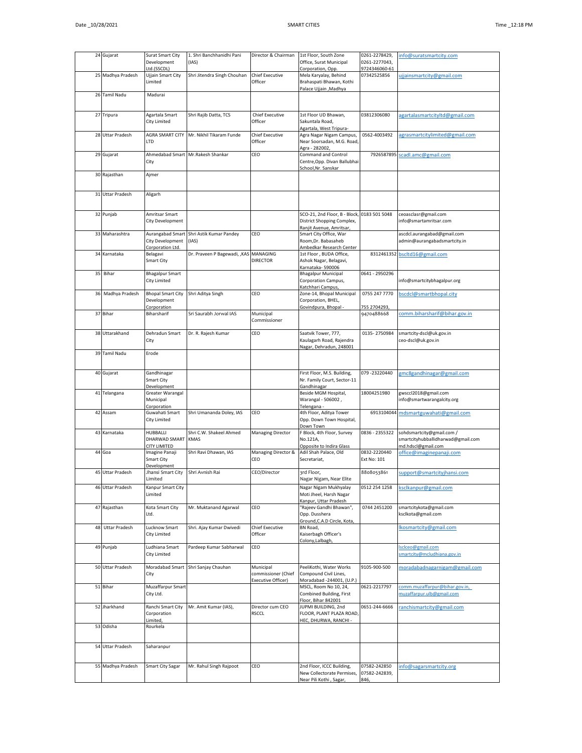| 24 | Gujarat | Surat Smart City Development Ltd.(SSCDL) | 1. Shri Banchhanidhi Pani (IAS) | Director & Chairman | 1st Floor, South Zone Office, Surat Municipal Corporation, Opp. | 0261-2278429, 0261-2277043, 9724346060-61 | info@suratsmartcity.com |
|---|---|---|---|---|---|---|---|
| 25 | Madhya Pradesh | Ujjain Smart City Limited | Shri Jitendra Singh Chouhan | Chief Executive Officer | Mela Karyalay, Behind Brahaspati Bhawan, Kothi Palace Ujjain ,Madhya | 07342525856 | ujjainsmartcity@gmail.com |
| 26 | Tamil Nadu | Madurai | | | | | |
| 27 | Tripura | Agartala Smart City Limited | Shri Rajib Datta, TCS | Chief Executive Officer | 1st Floor UD Bhawan, Sakuntala Road, Agartala, West Tripura- | 03812306080 | agartalasmartcityltd@gmail.com |
| 28 | Uttar Pradesh | AGRA SMART CITY LTD | Mr. Nikhil Tikaram Funde | Chief Executive Officer | Agra Nagar Nigam Campus, Near Soorsadan, M.G. Road, Agra - 282002, | 0562-4003492 | agrasmartcitylimited@gmail.com |
| 29 | Gujarat | Ahmedabad Smart City | Mr.Rakesh Shankar | CEO | Command and Control Centre,Opp. Divan Ballubhai School,Nr. Sanskar | 7926587895 | scadl.amc@gmail.com |
| 30 | Rajasthan | Ajmer | | | | | |
| 31 | Uttar Pradesh | Aligarh | | | | | |
| 32 | Punjab | Amritsar Smart City Development | | | SCO-21, 2nd Floor, B - Block, District Shopping Complex, Ranjit Avenue, Amritsar, | 0183 501 5048 | ceoasclasr@gmail.com info@smartamritsar.com |
| 33 | Maharashtra | Aurangabad Smart City Development Corporation Ltd. | Shri Astik Kumar Pandey (IAS) | CEO | Smart City Office, War Room,Dr. Babasaheb Ambedkar Research Center | | ascdcl.aurangabad@gmail.com admin@aurangabadsmartcity.in |
| 34 | Karnataka | Belagavi Smart City | Dr. Praveen P Bagewadi, ,KAS | MANAGING DIRECTOR | 1st Floor , BUDA Office, Ashok Nagar, Belagavi, Karnataka- 590006 | 8312461352 | bscltd16@gmail.com |
| 35 | Bihar | Bhagalpur Smart City Limited | | | Bhagalpur Municipal Corporation Campus, Katchhari Campus, | 0641 - 2950296 | info@smartcitybhagalpur.org |
| 36 | Madhya Pradesh | Bhopal Smart City Development Corporation | Shri Aditya Singh | CEO | Zone-14, Bhopal Municipal Corporation, BHEL, Govindpura, Bhopal - | 0755 247 7770 755 2704293, | bscdcl@smartbhopal.city |
| 37 | Bihar | Biharsharif | Sri Saurabh Jorwal IAS | Municipal Commissioner | | 9470488668 | comm.biharsharif@bihar.gov.in |
| 38 | Uttarakhand | Dehradun Smart City | Dr. R. Rajesh Kumar | CEO | Saatvik Tower, 777, Kaulagarh Road, Rajendra Nagar, Dehradun, 248001 | 0135- 2750984 | smartcity-dscl@uk.gov.in ceo-dscl@uk.gov.in |
| 39 | Tamil Nadu | Erode | | | | | |
| 40 | Gujarat | Gandhinagar Smart City Development | | | First Floor, M.S. Building, Nr. Family Court, Sector-11 Gandhinagar | 079 -23220440 | gmc8gandhinagar@gmail.com |
| 41 | Telangana | Greater Warangal Municipal Corporation | | | Beside MGM Hospital, Warangal - 506002 , Telangana - | 18004251980 | gwsccl2018@gmail.com info@smartwarangalcity.org |
| 42 | Assam | Guwahati Smart City Limited | Shri Umananda Doley, IAS | CEO | 4th Floor, Aditya Tower Opp. Down Town Hospital, Down Town | 6913104044 | mdsmartguwahati@gmail.com |
| 43 | Karnataka | HUBBALLI DHARWAD SMART CITY LIMITED | Shri C.W. Shakeel Ahmed KMAS | Managing Director | F Block, 4th Floor, Survey No.121A, Opposite to Indira Glass | 0836 - 2355322 | sohdsmartcity@gmail.com / smartcityhubballidharwad@gmail.com md.hdscl@gmail.com |
| 44 | Goa | Imagine Panaji Smart City Development | Shri Ravi Dhawan, IAS | Managing Director & CEO | Adil Shah Palace, Old Secretariat, | 0832-2220440 Ext No: 101 | office@imaginepanaji.com |
| 45 | Uttar Pradesh | Jhansi Smart City Limited | Shri Avnish Rai | CEO/Director | 3rd Floor, Nagar Nigam, Near Elite | 8808053861 | support@smartcityjhansi.com |
| 46 | Uttar Pradesh | Kanpur Smart City Limited | | | Nagar Nigam Mukhyalay Moti Jheel, Harsh Nagar Kanpur, Uttar Pradesh | 0512 254 1258 | ksclkanpur@gmail.com |
| 47 | Rajasthan | Kota Smart City Ltd. | Mr. Muktanand Agarwal | CEO | "Rajeev Gandhi Bhawan", Opp. Dusshera Ground,C.A.D Circle, Kota, | 0744 2451200 | smartcitykota@gmail.com ksclkota@gmail.com |
| 48 | Uttar Pradesh | Lucknow Smart City Limited | Shri. Ajay Kumar Dwivedi | Chief Executive Officer | BN Road, Kaiserbagh Officer's Colony,Lalbagh, | | lkosmartcity@gmail.com |
| 49 | Punjab | Ludhiana Smart City Limited | Pardeep Kumar Sabharwal | CEO | | | lsclceo@gmail.com smartcity@mcludhiana.gov.in |
| 50 | Uttar Pradesh | Moradabad Smart City | Shri Sanjay Chauhan | Municipal commissioner (Chief Executive Officer) | PeeliKothi, Water Works Compound Civil Lines, Moradabad -244001, (U.P.) | 9105-900-500 | moradabadnagarnigam@gmail.com |
| 51 | Bihar | Muzaffarpur Smart City Ltd. | | | MSCL, Room No 10, 24, Combined Building, First Floor, Bihar 842001 | 0621-2217797 | comm.muzaffarpur@bihar.gov.in, muzaffarpur.ulb@gmail.com |
| 52 | Jharkhand | Ranchi Smart City Corporation Limited, | Mr. Amit Kumar (IAS), | Director cum CEO RSCCL | JUPMI BUILDING, 2nd FLOOR, PLANT PLAZA ROAD, HEC, DHURWA, RANCHI - | 0651-244-6666 | ranchismartcity@gmail.com |
| 53 | Odisha | Rourkela | | | | | |
| 54 | Uttar Pradesh | Saharanpur | | | | | |
| 55 | Madhya Pradesh | Smart City Sagar | Mr. Rahul Singh Rajpoot | CEO | 2nd Floor, ICCC Building, New Collectorate Permises, Near Pili Kothi , Sagar, | 07582-242850 07582-242839, 846, | info@sagarsmartcity.org |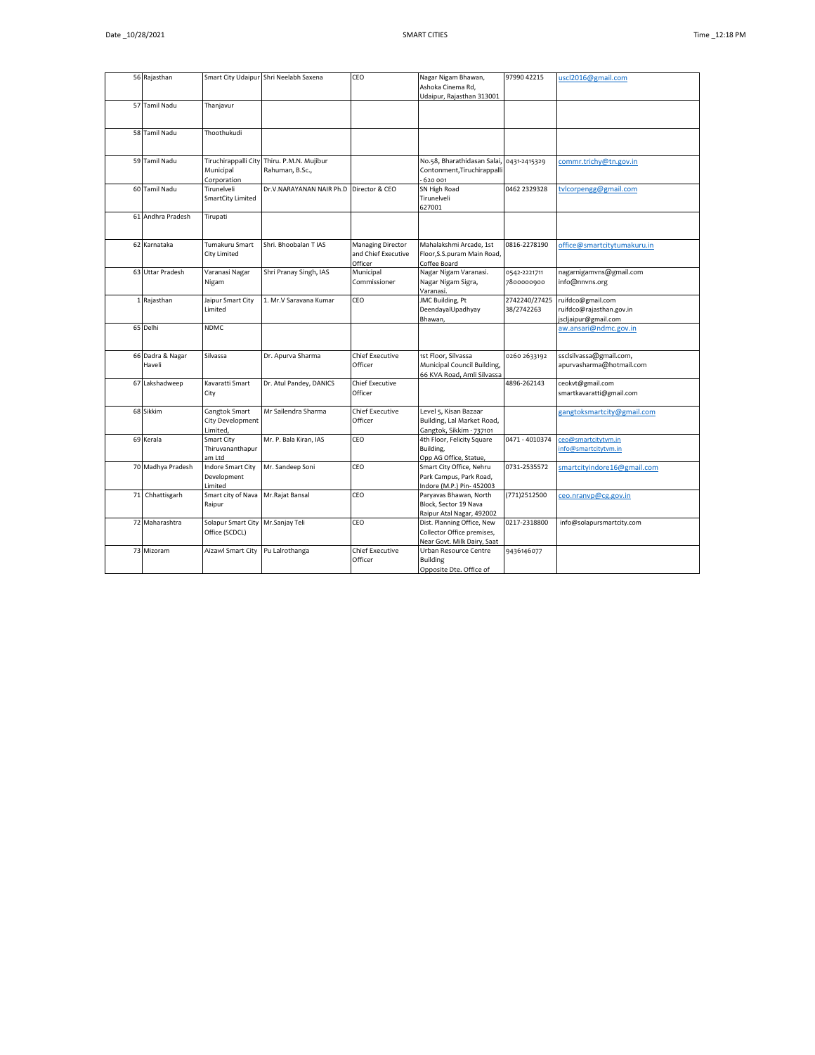| | | | | | | | |
|---|---|---|---|---|---|---|---|
| 56 | Rajasthan | Smart City Udaipur | Shri Neelabh Saxena | CEO | Nagar Nigam Bhawan, Ashoka Cinema Rd, Udaipur, Rajasthan 313001 | 97990 42215 | uscl2016@gmail.com |
| 57 | Tamil Nadu | Thanjavur | | | | | |
| 58 | Tamil Nadu | Thoothukudi | | | | | |
| 59 | Tamil Nadu | Tiruchirappalli City Municipal Corporation | Thiru. P.M.N. Mujibur Rahuman, B.Sc., | | No.58, Bharathidasan Salai, Contonment,Tiruchirappalli - 620 001 | 0431-2415329 | commr.trichy@tn.gov.in |
| 60 | Tamil Nadu | Tirunelveli SmartCity Limited | Dr.V.NARAYANAN NAIR Ph.D | Director & CEO | SN High Road Tirunelveli 627001 | 0462 2329328 | tvlcorpengg@gmail.com |
| 61 | Andhra Pradesh | Tirupati | | | | | |
| 62 | Karnataka | Tumakuru Smart City Limited | Shri. Bhoobalan T IAS | Managing Director and Chief Executive Officer | Mahalakshmi Arcade, 1st Floor,S.S.puram Main Road, Coffee Board | 0816-2278190 | office@smartcitytumakuru.in |
| 63 | Uttar Pradesh | Varanasi Nagar Nigam | Shri Pranay Singh, IAS | Municipal Commissioner | Nagar Nigam Varanasi. Nagar Nigam Sigra, Varanasi. | 0542-2221711 7800000900 | nagarnigamvns@gmail.com info@nnvns.org |
| 1 | Rajasthan | Jaipur Smart City Limited | 1. Mr.V Saravana Kumar | CEO | JMC Building, Pt DeendayalUpadhyay Bhawan, | 2742240/27425 38/2742263 | ruifdco@gmail.com ruifdco@rajasthan.gov.in jscljaipur@gmail.com |
| 65 | Delhi | NDMC | | | | | aw.ansari@ndmc.gov.in |
| 66 | Dadra & Nagar Haveli | Silvassa | Dr. Apurva Sharma | Chief Executive Officer | 1st Floor, Silvassa Municipal Council Building, 66 KVA Road, Amli Silvassa | 0260 2633192 | ssclsilvassa@gmail.com, apurvasharma@hotmail.com |
| 67 | Lakshadweep | Kavaratti Smart City | Dr. Atul Pandey, DANICS | Chief Executive Officer | | 4896-262143 | ceokvt@gmail.com smartkavaratti@gmail.com |
| 68 | Sikkim | Gangtok Smart City Development Limited, | Mr Sailendra Sharma | Chief Executive Officer | Level 5, Kisan Bazaar Building, Lal Market Road, Gangtok, Sikkim - 737101 | | gangtoksmartcity@gmail.com |
| 69 | Kerala | Smart City Thiruvananthapuram Ltd | Mr. P. Bala Kiran, IAS | CEO | 4th Floor, Felicity Square Building, Opp AG Office, Statue, | 0471 - 4010374 | ceo@smartcitytvm.in info@smartcitytvm.in |
| 70 | Madhya Pradesh | Indore Smart City Development Limited | Mr. Sandeep Soni | CEO | Smart City Office, Nehru Park Campus, Park Road, Indore (M.P.) Pin- 452003 | 0731-2535572 | smartcityindore16@gmail.com |
| 71 | Chhattisgarh | Smart city of Nava Raipur | Mr.Rajat Bansal | CEO | Paryavas Bhawan, North Block, Sector 19 Nava Raipur Atal Nagar, 492002 | (771)2512500 | ceo.nranvp@cg.gov.in |
| 72 | Maharashtra | Solapur Smart City Office (SCDCL) | Mr.Sanjay Teli | CEO | Dist. Planning Office, New Collector Office premises, Near Govt. Milk Dairy, Saat | 0217-2318800 | info@solapursmartcity.com |
| 73 | Mizoram | Aizawl Smart City | Pu Lalrothanga | Chief Executive Officer | Urban Resource Centre Building Opposite Dte. Office of | 9436146077 | |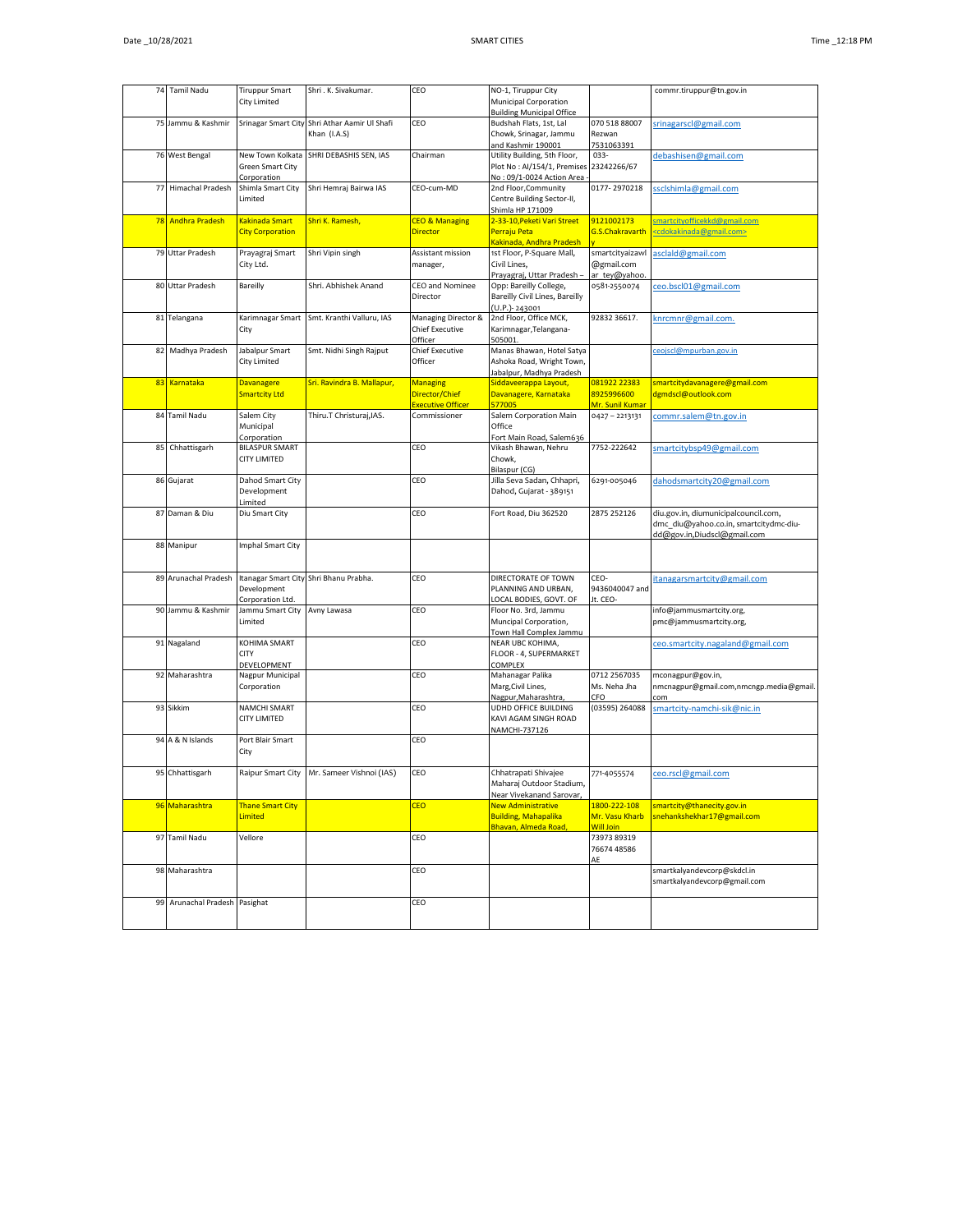| | | | | | | | |
|---|---|---|---|---|---|---|---|
| 74 | Tamil Nadu | Tiruppur Smart City Limited | Shri . K. Sivakumar. | CEO | NO-1, Tiruppur City Municipal Corporation Building Municipal Office | | commr.tiruppur@tn.gov.in |
| 75 | Jammu & Kashmir | Srinagar Smart City | Shri Athar Aamir Ul Shafi Khan (I.A.S) | CEO | Budshah Flats, 1st, Lal Chowk, Srinagar, Jammu and Kashmir 190001 | 070 518 88007 Rezwan 7531063391 | srinagarscl@gmail.com |
| 76 | West Bengal | New Town Kolkata Green Smart City Corporation | SHRI DEBASHIS SEN, IAS | Chairman | Utility Building, 5th Floor, Plot No : AI/154/1, Premises No : 09/1-0024 Action Area - | 033-23242266/67 | debashisen@gmail.com |
| 77 | Himachal Pradesh | Shimla Smart City Limited | Shri Hemraj Bairwa IAS | CEO-cum-MD | 2nd Floor,Community Centre Building Sector-II, Shimla HP 171009 | 0177- 2970218 | ssclshimla@gmail.com |
| 78 | Andhra Pradesh | Kakinada Smart City Corporation | Shri K. Ramesh, | CEO & Managing Director | 2-33-10,Peketi Vari Street Perraju Peta Kakinada, Andhra Pradesh | 9121002173 G.S.Chakravarthy | smartcityofficekkd@gmail.com <cdokakinada@gmail.com> |
| 79 | Uttar Pradesh | Prayagraj Smart City Ltd. | Shri Vipin singh | Assistant mission manager, | 1st Floor, P-Square Mall, Civil Lines, Prayagraj, Uttar Pradesh – | smartcityaizawl@gmail.com ar_tey@yahoo. | asclald@gmail.com |
| 80 | Uttar Pradesh | Bareilly | Shri. Abhishek Anand | CEO and Nominee Director | Opp: Bareilly College, Bareilly Civil Lines, Bareilly (U.P.)- 243001 | 0581-2550074 | ceo.bscl01@gmail.com |
| 81 | Telangana | Karimnagar Smart City | Smt. Kranthi Valluru, IAS | Managing Director & Chief Executive Officer | 2nd Floor, Office MCK, Karimnagar,Telangana-505001. | 92832 36617. | knrcmnr@gmail.com. |
| 82 | Madhya Pradesh | Jabalpur Smart City Limited | Smt. Nidhi Singh Rajput | Chief Executive Officer | Manas Bhawan, Hotel Satya Ashoka Road, Wright Town, Jabalpur, Madhya Pradesh | | ceojscl@mpurban.gov.in |
| 83 | Karnataka | Davanagere Smartcity Ltd | Sri. Ravindra B. Mallapur, | Managing Director/Chief Executive Officer | Siddaveerappa Layout, Davanagere, Karnataka 577005 | 081922 22383 8925996600 Mr. Sunil Kumar | smartcitydavanagere@gmail.com dgmdscl@outlook.com |
| 84 | Tamil Nadu | Salem City Municipal Corporation | Thiru.T Christuraj,IAS. | Commissioner | Salem Corporation Main Office Fort Main Road, Salem636 | 0427 – 2213131 | commr.salem@tn.gov.in |
| 85 | Chhattisgarh | BILASPUR SMART CITY LIMITED | | CEO | Vikash Bhawan, Nehru Chowk, Bilaspur (CG) | 7752-222642 | smartcitybsp49@gmail.com |
| 86 | Gujarat | Dahod Smart City Development Limited | | CEO | Jilla Seva Sadan, Chhapri, Dahod, Gujarat - 389151 | 6291-005046 | dahodsmartcity20@gmail.com |
| 87 | Daman & Diu | Diu Smart City | | CEO | Fort Road, Diu 362520 | 2875 252126 | diu.gov.in, diumunicipalcouncil.com, dmc_diu@yahoo.co.in, smartcitydmc-diu-dd@gov.in,Diudscl@gmail.com |
| 88 | Manipur | Imphal Smart City | | | | | |
| 89 | Arunachal Pradesh | Itanagar Smart City Development Corporation Ltd. | Shri Bhanu Prabha. | CEO | DIRECTORATE OF TOWN PLANNING AND URBAN, LOCAL BODIES, GOVT. OF | CEO-9436040047 and Jt. CEO- | itanagarsmartcity@gmail.com |
| 90 | Jammu & Kashmir | Jammu Smart City Limited | Avny Lawasa | CEO | Floor No. 3rd, Jammu Muncipal Corporation, Town Hall Complex Jammu | | info@jammusmartcity.org, pmc@jammusmartcity.org, |
| 91 | Nagaland | KOHIMA SMART CITY DEVELOPMENT | | CEO | NEAR UBC KOHIMA, FLOOR - 4, SUPERMARKET COMPLEX | | ceo.smartcity.nagaland@gmail.com |
| 92 | Maharashtra | Nagpur Municipal Corporation | | CEO | Mahanagar Palika Marg,Civil Lines, Nagpur,Maharashtra, | 0712 2567035 Ms. Neha Jha CFO | mconagpur@gov.in, nmcnagpur@gmail.com,nmcngp.media@gmail.com |
| 93 | Sikkim | NAMCHI SMART CITY LIMITED | | CEO | UDHD OFFICE BUILDING KAVI AGAM SINGH ROAD NAMCHI-737126 | (03595) 264088 | smartcity-namchi-sik@nic.in |
| 94 | A & N Islands | Port Blair Smart City | | CEO | | | |
| 95 | Chhattisgarh | Raipur Smart City | Mr. Sameer Vishnoi (IAS) | CEO | Chhatrapati Shivajee Maharaj Outdoor Stadium, Near Vivekanand Sarovar, | 771-4055574 | ceo.rscl@gmail.com |
| 96 | Maharashtra | Thane Smart City Limited | | CEO | New Administrative Building, Mahapalika Bhavan, Almeda Road, | 1800-222-108 Mr. Vasu Kharb Will Join | smartcity@thanecity.gov.in snehankshekhar17@gmail.com |
| 97 | Tamil Nadu | Vellore | | CEO | | 73973 89319 76674 48586 AE | |
| 98 | Maharashtra | | | CEO | | | smartkalyandevcorp@skdcl.in smartkalyandevcorp@gmail.com |
| 99 | Arunachal Pradesh | Pasighat | | CEO | | | |